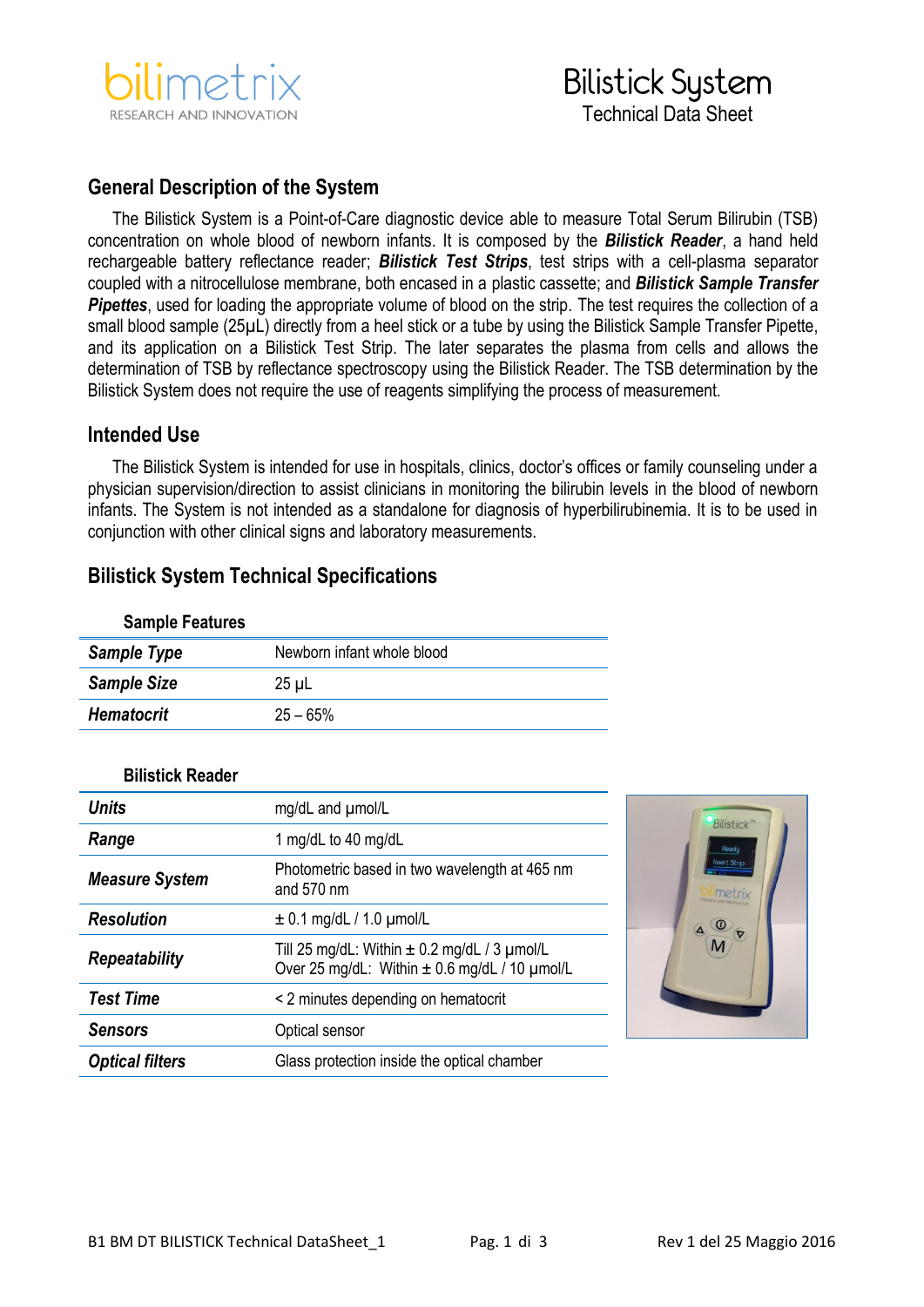bilimetrix
RESEARCH AND INNOVATION

# Bilistick System
Technical Data Sheet

## General Description of the System

The Bilistick System is a Point-of-Care diagnostic device able to measure Total Serum Bilirubin (TSB) concentration on whole blood of newborn infants. It is composed by the ***Bilistick Reader***, a hand held rechargeable battery reflectance reader; ***Bilistick Test Strips***, test strips with a cell-plasma separator coupled with a nitrocellulose membrane, both encased in a plastic cassette; and ***Bilistick Sample Transfer Pipettes***, used for loading the appropriate volume of blood on the strip. The test requires the collection of a small blood sample (25μL) directly from a heel stick or a tube by using the Bilistick Sample Transfer Pipette, and its application on a Bilistick Test Strip. The later separates the plasma from cells and allows the determination of TSB by reflectance spectroscopy using the Bilistick Reader. The TSB determination by the Bilistick System does not require the use of reagents simplifying the process of measurement.

## Intended Use

The Bilistick System is intended for use in hospitals, clinics, doctor's offices or family counseling under a physician supervision/direction to assist clinicians in monitoring the bilirubin levels in the blood of newborn infants. The System is not intended as a standalone for diagnosis of hyperbilirubinemia. It is to be used in conjunction with other clinical signs and laboratory measurements.

## Bilistick System Technical Specifications

### Sample Features

| | |
|---|---|
| ***Sample Type*** | Newborn infant whole blood |
| ***Sample Size*** | 25 μL |
| ***Hematocrit*** | 25 – 65% |

### Bilistick Reader

| | |
|---|---|
| ***Units*** | mg/dL and μmol/L |
| ***Range*** | 1 mg/dL to 40 mg/dL |
| ***Measure System*** | Photometric based in two wavelength at 465 nm and 570 nm |
| ***Resolution*** | ± 0.1 mg/dL / 1.0 μmol/L |
| ***Repeatability*** | Till 25 mg/dL: Within ± 0.2 mg/dL / 3 μmol/L<br>Over 25 mg/dL: Within ± 0.6 mg/dL / 10 μmol/L |
| ***Test Time*** | < 2 minutes depending on hematocrit |
| ***Sensors*** | Optical sensor |
| ***Optical filters*** | Glass protection inside the optical chamber |

B1 BM DT BILISTICK Technical DataSheet_1 Rev 1 del 25 Maggio 2016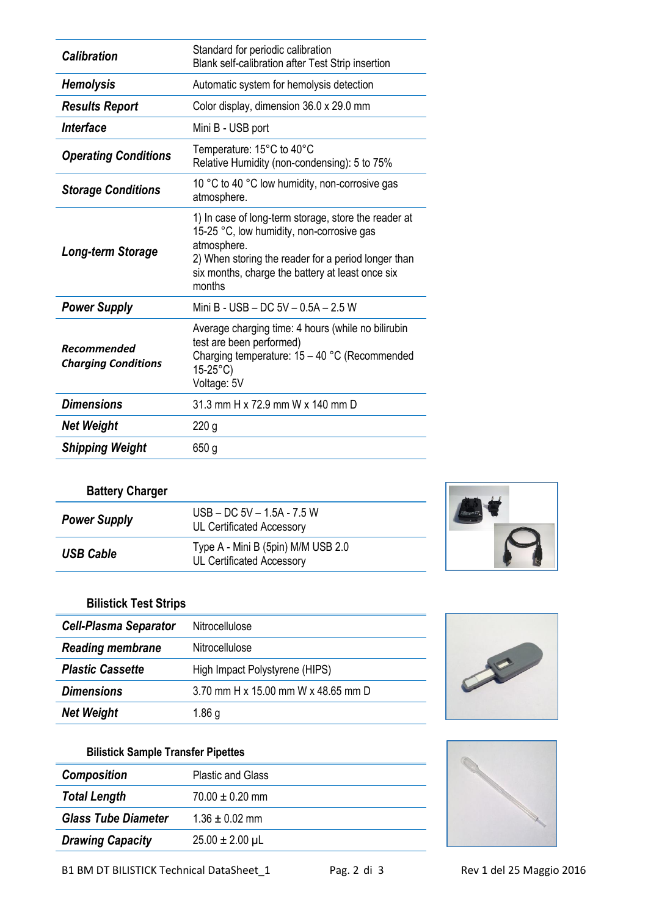| | |
|---|---|
| ***Calibration*** | Standard for periodic calibration<br>Blank self-calibration after Test Strip insertion |
| ***Hemolysis*** | Automatic system for hemolysis detection |
| ***Results Report*** | Color display, dimension 36.0 x 29.0 mm |
| ***Interface*** | Mini B - USB port |
| ***Operating Conditions*** | Temperature: 15°C to 40°C<br>Relative Humidity (non-condensing): 5 to 75% |
| ***Storage Conditions*** | 10 °C to 40 °C low humidity, non-corrosive gas atmosphere. |
| ***Long-term Storage*** | 1) In case of long-term storage, store the reader at 15-25 °C, low humidity, non-corrosive gas atmosphere.<br>2) When storing the reader for a period longer than six months, charge the battery at least once six months |
| ***Power Supply*** | Mini B - USB – DC 5V – 0.5A – 2.5 W |
| ***Recommended Charging Conditions*** | Average charging time: 4 hours (while no bilirubin test are been performed)<br>Charging temperature: 15 – 40 °C (Recommended 15-25°C)<br>Voltage: 5V |
| ***Dimensions*** | 31.3 mm H x 72.9 mm W x 140 mm D |
| ***Net Weight*** | 220 g |
| ***Shipping Weight*** | 650 g |

**Battery Charger**

| | |
|---|---|
| ***Power Supply*** | USB – DC 5V – 1.5A - 7.5 W<br>UL Certificated Accessory |
| ***USB Cable*** | Type A - Mini B (5pin) M/M USB 2.0<br>UL Certificated Accessory |

**Bilistick Test Strips**

| | |
|---|---|
| ***Cell-Plasma Separator*** | Nitrocellulose |
| ***Reading membrane*** | Nitrocellulose |
| ***Plastic Cassette*** | High Impact Polystyrene (HIPS) |
| ***Dimensions*** | 3.70 mm H x 15.00 mm W x 48.65 mm D |
| ***Net Weight*** | 1.86 g |

**Bilistick Sample Transfer Pipettes**

| | |
|---|---|
| ***Composition*** | Plastic and Glass |
| ***Total Length*** | 70.00 ± 0.20 mm |
| ***Glass Tube Diameter*** | 1.36 ± 0.02 mm |
| ***Drawing Capacity*** | 25.00 ± 2.00 µL |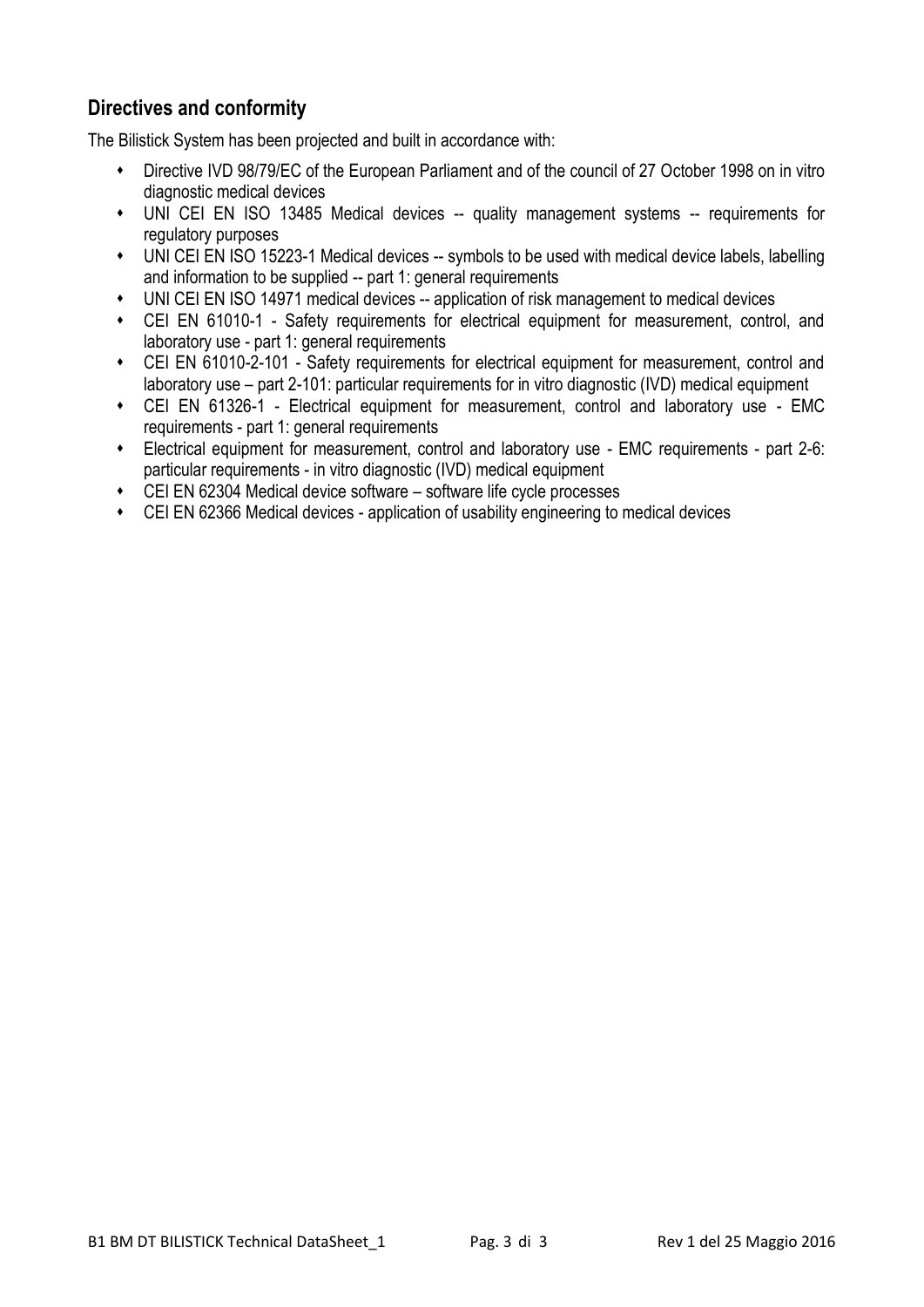## Directives and conformity

The Bilistick System has been projected and built in accordance with:

- Directive IVD 98/79/EC of the European Parliament and of the council of 27 October 1998 on in vitro diagnostic medical devices
- UNI CEI EN ISO 13485 Medical devices -- quality management systems -- requirements for regulatory purposes
- UNI CEI EN ISO 15223-1 Medical devices -- symbols to be used with medical device labels, labelling and information to be supplied -- part 1: general requirements
- UNI CEI EN ISO 14971 medical devices -- application of risk management to medical devices
- CEI EN 61010-1 - Safety requirements for electrical equipment for measurement, control, and laboratory use - part 1: general requirements
- CEI EN 61010-2-101 - Safety requirements for electrical equipment for measurement, control and laboratory use – part 2-101: particular requirements for in vitro diagnostic (IVD) medical equipment
- CEI EN 61326-1 - Electrical equipment for measurement, control and laboratory use - EMC requirements - part 1: general requirements
- Electrical equipment for measurement, control and laboratory use - EMC requirements - part 2-6: particular requirements - in vitro diagnostic (IVD) medical equipment
- CEI EN 62304 Medical device software – software life cycle processes
- CEI EN 62366 Medical devices - application of usability engineering to medical devices